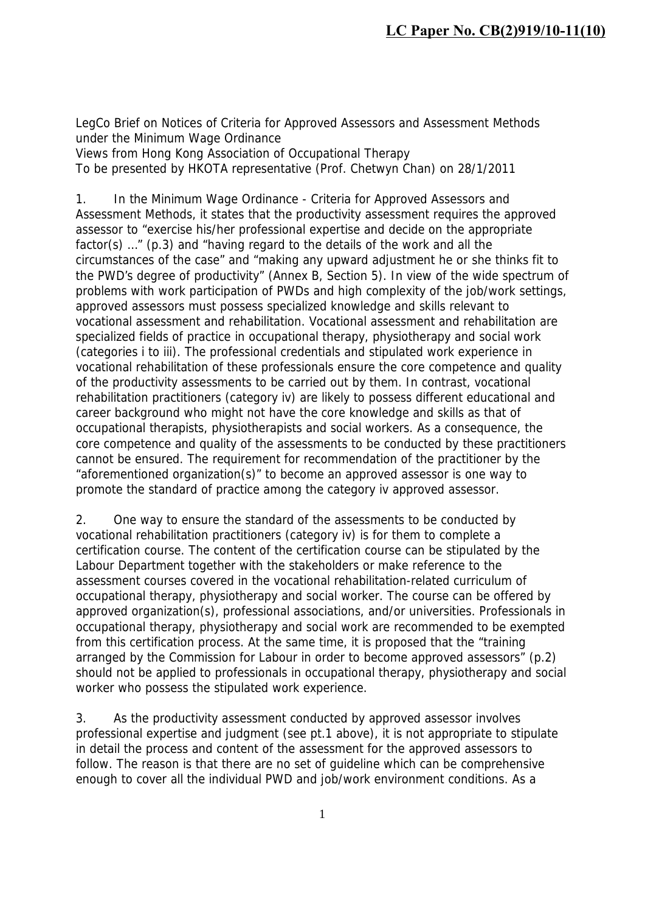**LC Paper No. CB(2)919/10-11(10)**

LegCo Brief on Notices of Criteria for Approved Assessors and Assessment Methods under the Minimum Wage Ordinance
Views from Hong Kong Association of Occupational Therapy
To be presented by HKOTA representative (Prof. Chetwyn Chan) on 28/1/2011

1. In the Minimum Wage Ordinance - Criteria for Approved Assessors and Assessment Methods, it states that the productivity assessment requires the approved assessor to "exercise his/her professional expertise and decide on the appropriate factor(s) …" (p.3) and "having regard to the details of the work and all the circumstances of the case" and "making any upward adjustment he or she thinks fit to the PWD's degree of productivity" (Annex B, Section 5). In view of the wide spectrum of problems with work participation of PWDs and high complexity of the job/work settings, approved assessors must possess specialized knowledge and skills relevant to vocational assessment and rehabilitation. Vocational assessment and rehabilitation are specialized fields of practice in occupational therapy, physiotherapy and social work (categories i to iii). The professional credentials and stipulated work experience in vocational rehabilitation of these professionals ensure the core competence and quality of the productivity assessments to be carried out by them. In contrast, vocational rehabilitation practitioners (category iv) are likely to possess different educational and career background who might not have the core knowledge and skills as that of occupational therapists, physiotherapists and social workers. As a consequence, the core competence and quality of the assessments to be conducted by these practitioners cannot be ensured. The requirement for recommendation of the practitioner by the "aforementioned organization(s)" to become an approved assessor is one way to promote the standard of practice among the category iv approved assessor.

2. One way to ensure the standard of the assessments to be conducted by vocational rehabilitation practitioners (category iv) is for them to complete a certification course. The content of the certification course can be stipulated by the Labour Department together with the stakeholders or make reference to the assessment courses covered in the vocational rehabilitation-related curriculum of occupational therapy, physiotherapy and social worker. The course can be offered by approved organization(s), professional associations, and/or universities. Professionals in occupational therapy, physiotherapy and social work are recommended to be exempted from this certification process. At the same time, it is proposed that the "training arranged by the Commission for Labour in order to become approved assessors" (p.2) should not be applied to professionals in occupational therapy, physiotherapy and social worker who possess the stipulated work experience.

3. As the productivity assessment conducted by approved assessor involves professional expertise and judgment (see pt.1 above), it is not appropriate to stipulate in detail the process and content of the assessment for the approved assessors to follow. The reason is that there are no set of guideline which can be comprehensive enough to cover all the individual PWD and job/work environment conditions. As a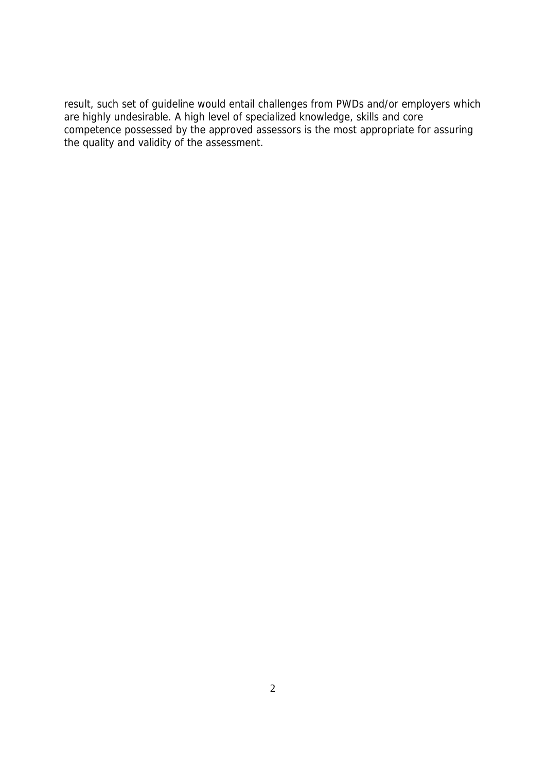result, such set of guideline would entail challenges from PWDs and/or employers which are highly undesirable. A high level of specialized knowledge, skills and core competence possessed by the approved assessors is the most appropriate for assuring the quality and validity of the assessment.